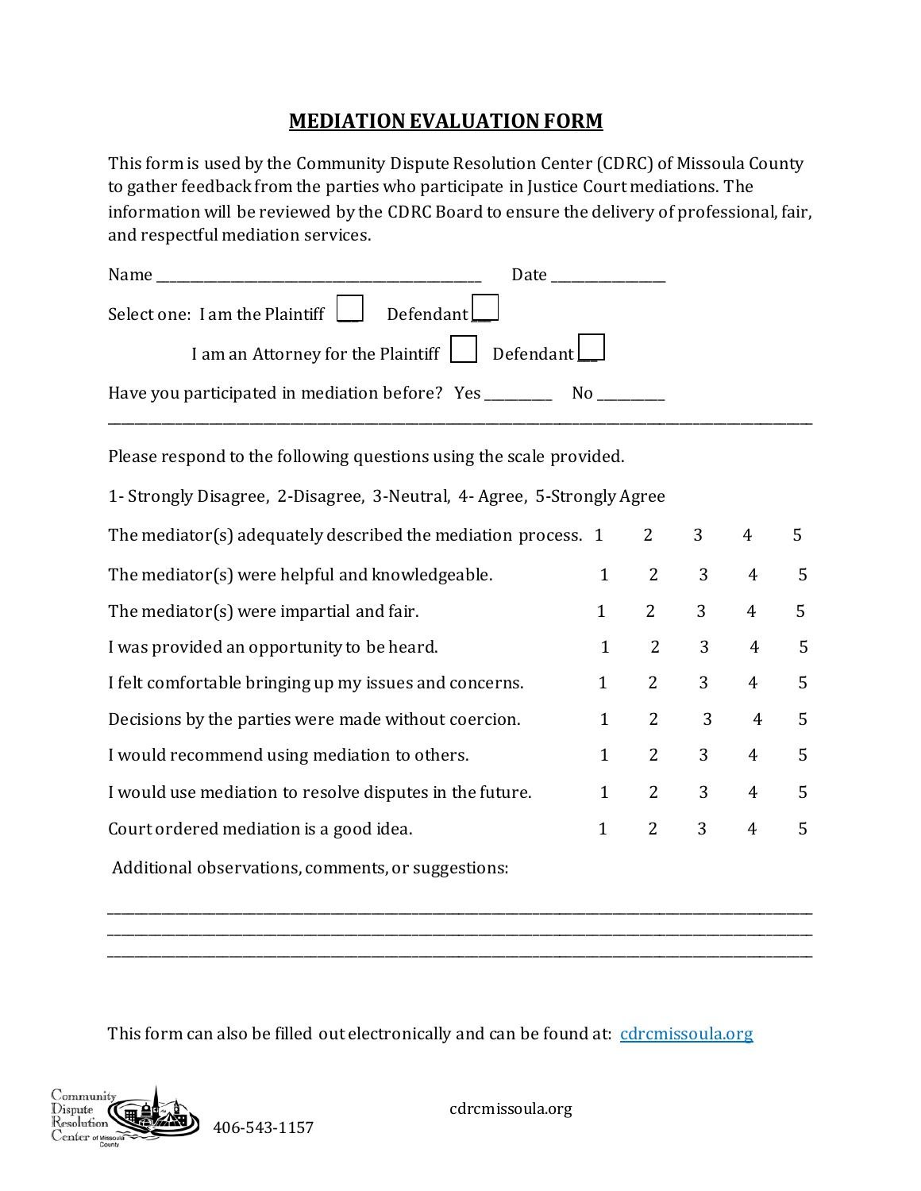# MEDIATION EVALUATION FORM

This form is used by the Community Dispute Resolution Center (CDRC) of Missoula County to gather feedback from the parties who participate in Justice Court mediations. The information will be reviewed by the CDRC Board to ensure the delivery of professional, fair, and respectful mediation services.

Name ____________________________________________ Date _______________

Select one: I am the Plaintiff ☐ Defendant ☐

I am an Attorney for the Plaintiff ☐ Defendant ☐

Have you participated in mediation before? Yes _________ No _________

---

Please respond to the following questions using the scale provided.

1- Strongly Disagree, 2-Disagree, 3-Neutral, 4- Agree, 5-Strongly Agree

| | | | | | |
|---|---|---|---|---|---|
| The mediator(s) adequately described the mediation process. | 1 | 2 | 3 | 4 | 5 |
| The mediator(s) were helpful and knowledgeable. | 1 | 2 | 3 | 4 | 5 |
| The mediator(s) were impartial and fair. | 1 | 2 | 3 | 4 | 5 |
| I was provided an opportunity to be heard. | 1 | 2 | 3 | 4 | 5 |
| I felt comfortable bringing up my issues and concerns. | 1 | 2 | 3 | 4 | 5 |
| Decisions by the parties were made without coercion. | 1 | 2 | 3 | 4 | 5 |
| I would recommend using mediation to others. | 1 | 2 | 3 | 4 | 5 |
| I would use mediation to resolve disputes in the future. | 1 | 2 | 3 | 4 | 5 |
| Court ordered mediation is a good idea. | 1 | 2 | 3 | 4 | 5 |

Additional observations, comments, or suggestions:

______________________________________________________________________________

______________________________________________________________________________

______________________________________________________________________________

This form can also be filled out electronically and can be found at: [cdrcmissoula.org](cdrcmissoula.org)

Community Dispute Resolution Center of Missoula County 406-543-1157 cdrcmissoula.org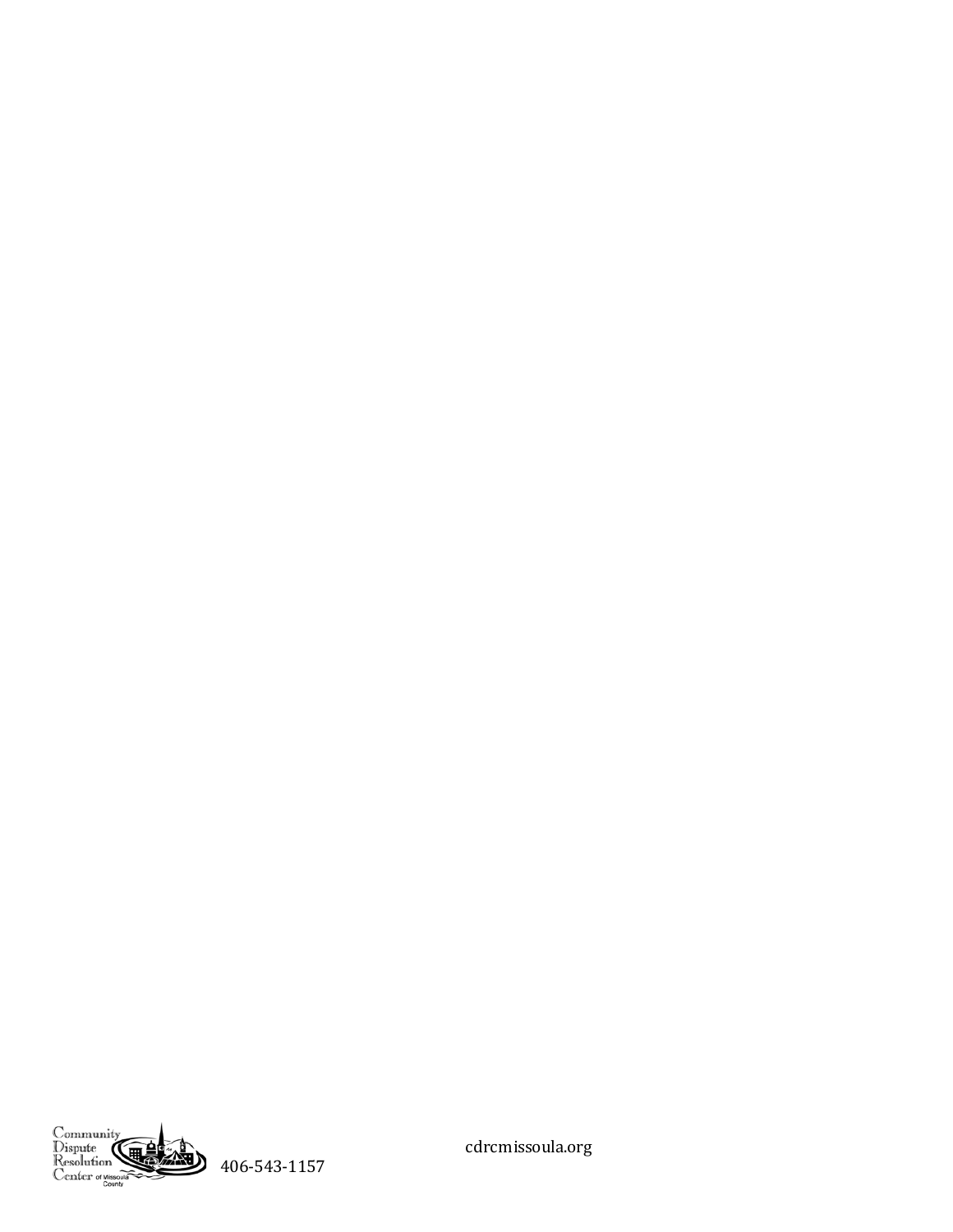Community Dispute Resolution Center of Missoula County

406-543-1157

cdrcmissoula.org